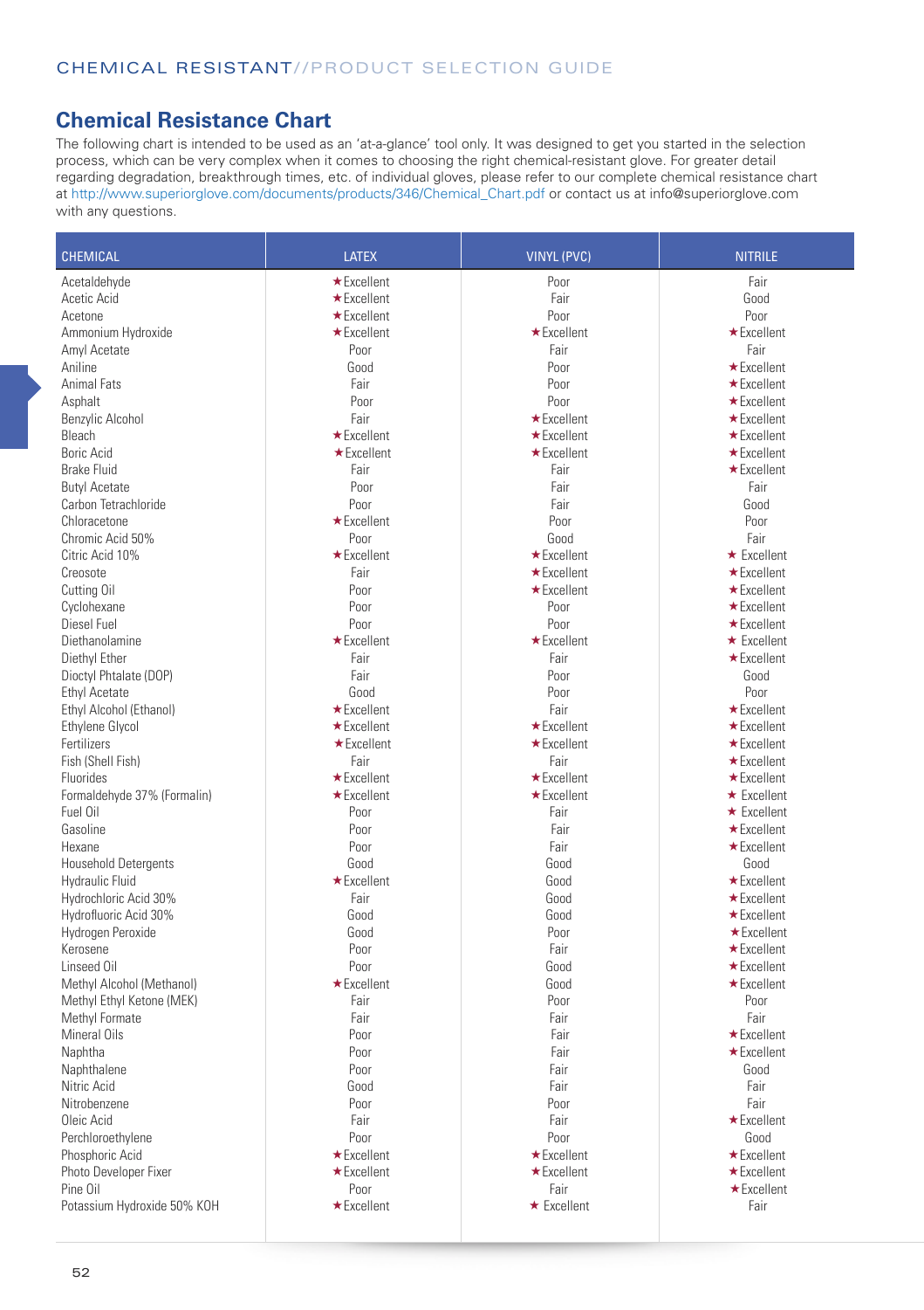## Chemical Resistance Chart

The following chart is intended to be used as an 'at-a-glance' tool only. It was designed to get you started in the selection process, which can be very complex when it comes to choosing the right chemical-resistant glove. For greater detail regarding degradation, breakthrough times, etc. of individual gloves, please refer to our complete chemical resistance chart at http://www.superiorglove.com/documents/products/346/Chemical_Chart.pdf or contact us at info@superiorglove.com with any questions.

| CHEMICAL | LATEX | VINYL (PVC) | NITRILE |
|---|---|---|---|
| Acetaldehyde | ★Excellent | Poor | Fair |
| Acetic Acid | ★Excellent | Fair | Good |
| Acetone | ★Excellent | Poor | Poor |
| Ammonium Hydroxide | ★Excellent | ★Excellent | ★Excellent |
| Amyl Acetate | Poor | Fair | Fair |
| Aniline | Good | Poor | ★Excellent |
| Animal Fats | Fair | Poor | ★Excellent |
| Asphalt | Poor | Poor | ★Excellent |
| Benzylic Alcohol | Fair | ★Excellent | ★Excellent |
| Bleach | ★Excellent | ★Excellent | ★Excellent |
| Boric Acid | ★Excellent | ★Excellent | ★Excellent |
| Brake Fluid | Fair | Fair | ★Excellent |
| Butyl Acetate | Poor | Fair | Fair |
| Carbon Tetrachloride | Poor | Fair | Good |
| Chloracetone | ★Excellent | Poor | Poor |
| Chromic Acid 50% | Poor | Good | Fair |
| Citric Acid 10% | ★Excellent | ★Excellent | ★ Excellent |
| Creosote | Fair | ★Excellent | ★Excellent |
| Cutting Oil | Poor | ★Excellent | ★Excellent |
| Cyclohexene | Poor | Poor | ★Excellent |
| Diesel Fuel | Poor | Poor | ★Excellent |
| Diethanolamine | ★Excellent | ★Excellent | ★ Excellent |
| Diethyl Ether | Fair | Fair | ★Excellent |
| Dioctyl Phtalate (DOP) | Fair | Poor | Good |
| Ethyl Acetate | Good | Poor | Poor |
| Ethyl Alcohol (Ethanol) | ★Excellent | Fair | ★Excellent |
| Ethylene Glycol | ★Excellent | ★Excellent | ★Excellent |
| Fertilizers | ★Excellent | ★Excellent | ★Excellent |
| Fish (Shell Fish) | Fair | Fair | ★Excellent |
| Fluorides | ★Excellent | ★Excellent | ★Excellent |
| Formaldehyde 37% (Formalin) | ★Excellent | ★Excellent | ★ Excellent |
| Fuel Oil | Poor | Fair | ★ Excellent |
| Gasoline | Poor | Fair | ★Excellent |
| Hexane | Poor | Fair | ★Excellent |
| Household Detergents | Good | Good | Good |
| Hydraulic Fluid | ★Excellent | Good | ★Excellent |
| Hydrochloric Acid 30% | Fair | Good | ★Excellent |
| Hydrofluoric Acid 30% | Good | Good | ★Excellent |
| Hydrogen Peroxide | Good | Poor | ★Excellent |
| Kerosene | Poor | Fair | ★Excellent |
| Linseed Oil | Poor | Good | ★Excellent |
| Methyl Alcohol (Methanol) | ★Excellent | Good | ★Excellent |
| Methyl Ethyl Ketone (MEK) | Fair | Poor | Poor |
| Methyl Formate | Fair | Fair | Fair |
| Mineral Oils | Poor | Fair | ★Excellent |
| Naphtha | Poor | Fair | ★Excellent |
| Naphthalene | Poor | Fair | Good |
| Nitric Acid | Good | Fair | Fair |
| Nitrobenzene | Poor | Poor | Fair |
| Oleic Acid | Fair | Fair | ★Excellent |
| Perchloroethylene | Poor | Poor | Good |
| Phosphoric Acid | ★Excellent | ★Excellent | ★Excellent |
| Photo Developer Fixer | ★Excellent | ★Excellent | ★Excellent |
| Pine Oil | Poor | Fair | ★Excellent |
| Potassium Hydroxide 50% KOH | ★Excellent | ★ Excellent | Fair |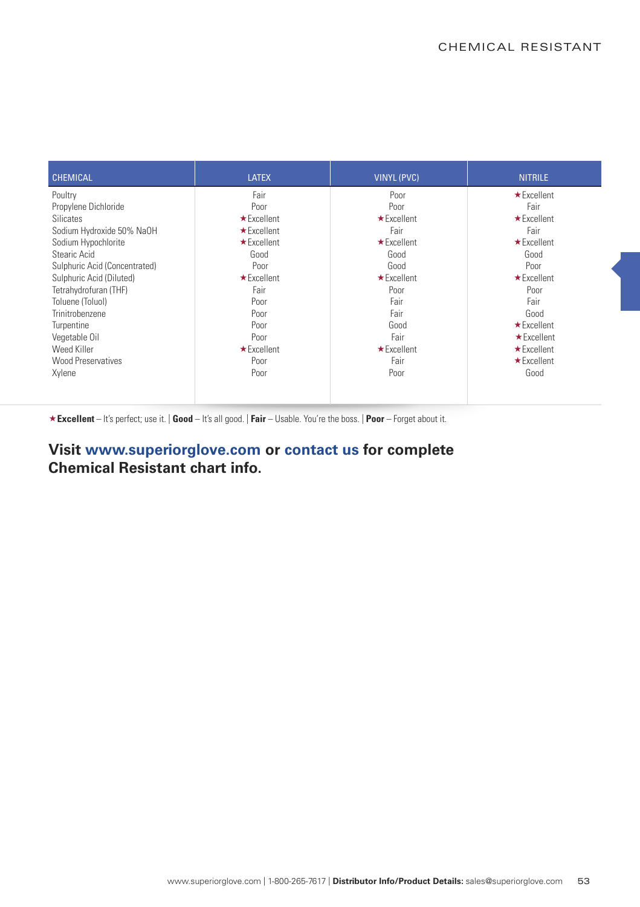| CHEMICAL | LATEX | VINYL (PVC) | NITRILE |
|---|---|---|---|
| Poultry | Fair | Poor | ★Excellent |
| Propylene Dichloride | Poor | Poor | Fair |
| Silicates | ★Excellent | ★Excellent | ★Excellent |
| Sodium Hydroxide 50% NaOH | ★Excellent | Fair | Fair |
| Sodium Hypochlorite | ★Excellent | ★Excellent | ★Excellent |
| Stearic Acid | Good | Good | Good |
| Sulphuric Acid (Concentrated) | Poor | Good | Poor |
| Sulphuric Acid (Diluted) | ★Excellent | ★Excellent | ★Excellent |
| Tetrahydrofuran (THF) | Fair | Poor | Poor |
| Toluene (Toluol) | Poor | Fair | Fair |
| Trinitrobenzene | Poor | Fair | Good |
| Turpentine | Poor | Good | ★Excellent |
| Vegetable Oil | Poor | Fair | ★Excellent |
| Weed Killer | ★Excellent | ★Excellent | ★Excellent |
| Wood Preservatives | Poor | Fair | ★Excellent |
| Xylene | Poor | Poor | Good |

★**Excellent** – It's perfect; use it. | **Good** – It's all good. | **Fair** – Usable. You're the boss. | **Poor** – Forget about it.

**Visit www.superiorglove.com or contact us for complete Chemical Resistant chart info.**